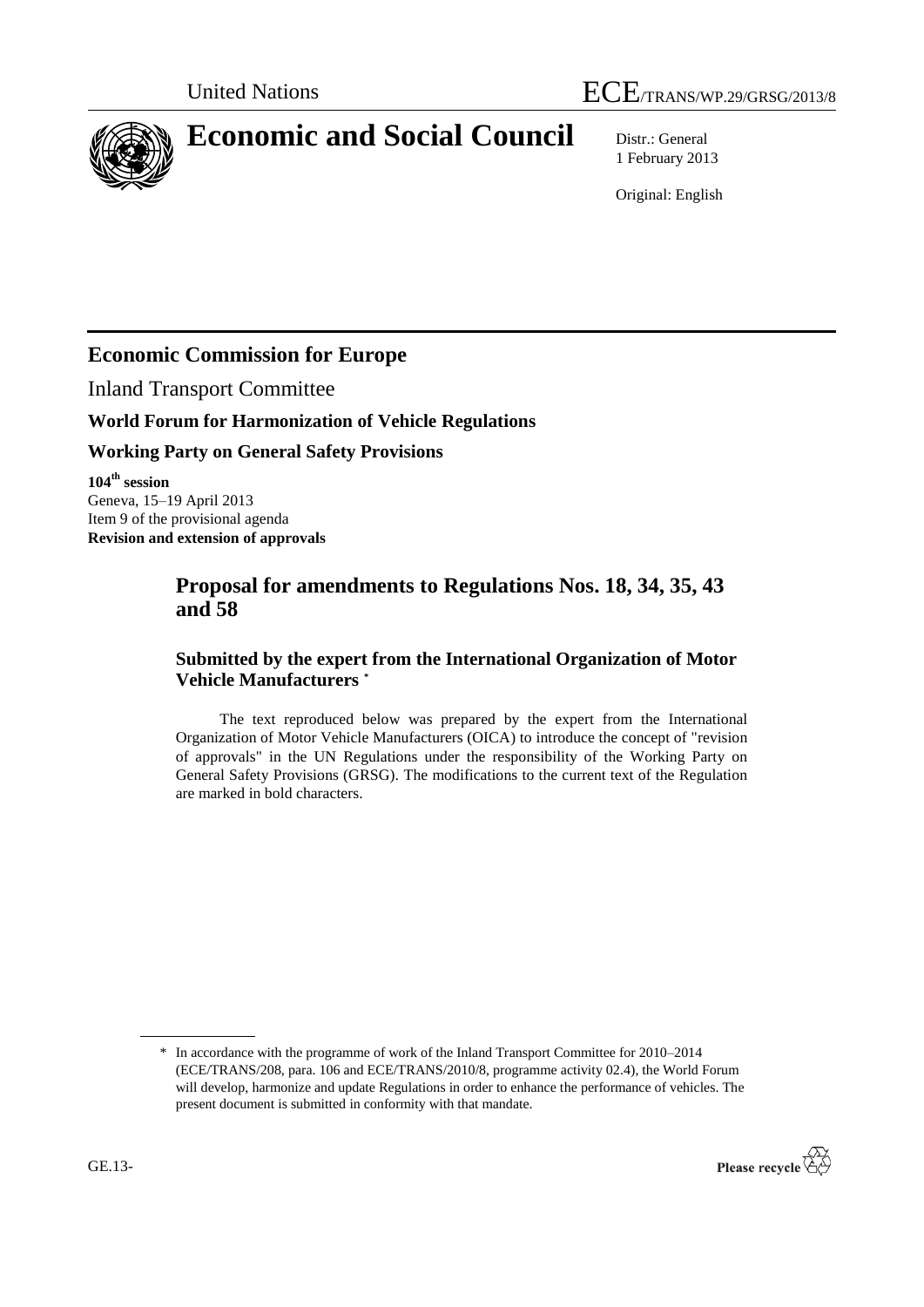United Nations

# ECE/TRANS/WP.29/GRSG/2013/8

# Economic and Social Council

Distr.: General
1 February 2013

Original: English

## Economic Commission for Europe

Inland Transport Committee

**World Forum for Harmonization of Vehicle Regulations**

**Working Party on General Safety Provisions**

**104th session**
Geneva, 15–19 April 2013
Item 9 of the provisional agenda
**Revision and extension of approvals**

## Proposal for amendments to Regulations Nos. 18, 34, 35, 43 and 58

### Submitted by the expert from the International Organization of Motor Vehicle Manufacturers *

The text reproduced below was prepared by the expert from the International Organization of Motor Vehicle Manufacturers (OICA) to introduce the concept of "revision of approvals" in the UN Regulations under the responsibility of the Working Party on General Safety Provisions (GRSG). The modifications to the current text of the Regulation are marked in bold characters.

\* In accordance with the programme of work of the Inland Transport Committee for 2010–2014 (ECE/TRANS/208, para. 106 and ECE/TRANS/2010/8, programme activity 02.4), the World Forum will develop, harmonize and update Regulations in order to enhance the performance of vehicles. The present document is submitted in conformity with that mandate.

GE.13-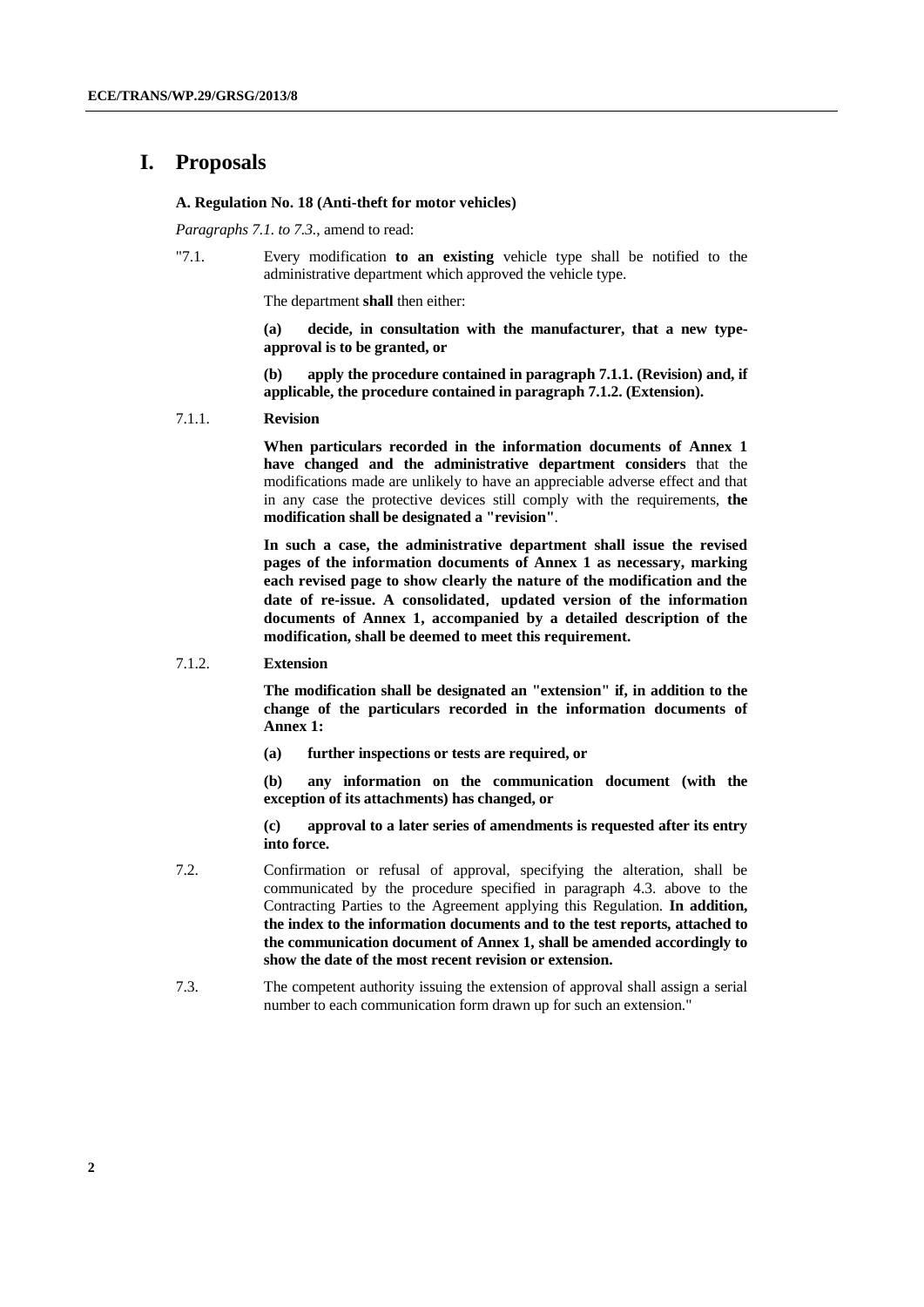# I. Proposals

### A. Regulation No. 18 (Anti-theft for motor vehicles)

*Paragraphs 7.1. to 7.3.,* amend to read:

"7.1. Every modification **to an existing** vehicle type shall be notified to the administrative department which approved the vehicle type.

The department **shall** then either:

**(a) decide, in consultation with the manufacturer, that a new type-approval is to be granted, or**

**(b) apply the procedure contained in paragraph 7.1.1. (Revision) and, if applicable, the procedure contained in paragraph 7.1.2. (Extension).**

7.1.1. **Revision**

**When particulars recorded in the information documents of Annex 1 have changed and the administrative department considers** that the modifications made are unlikely to have an appreciable adverse effect and that in any case the protective devices still comply with the requirements, **the modification shall be designated a "revision"**.

**In such a case, the administrative department shall issue the revised pages of the information documents of Annex 1 as necessary, marking each revised page to show clearly the nature of the modification and the date of re-issue. A consolidated, updated version of the information documents of Annex 1, accompanied by a detailed description of the modification, shall be deemed to meet this requirement.**

7.1.2. **Extension**

**The modification shall be designated an "extension" if, in addition to the change of the particulars recorded in the information documents of Annex 1:**

**(a) further inspections or tests are required, or**

**(b) any information on the communication document (with the exception of its attachments) has changed, or**

**(c) approval to a later series of amendments is requested after its entry into force.**

7.2. Confirmation or refusal of approval, specifying the alteration, shall be communicated by the procedure specified in paragraph 4.3. above to the Contracting Parties to the Agreement applying this Regulation. **In addition, the index to the information documents and to the test reports, attached to the communication document of Annex 1, shall be amended accordingly to show the date of the most recent revision or extension.**

7.3. The competent authority issuing the extension of approval shall assign a serial number to each communication form drawn up for such an extension."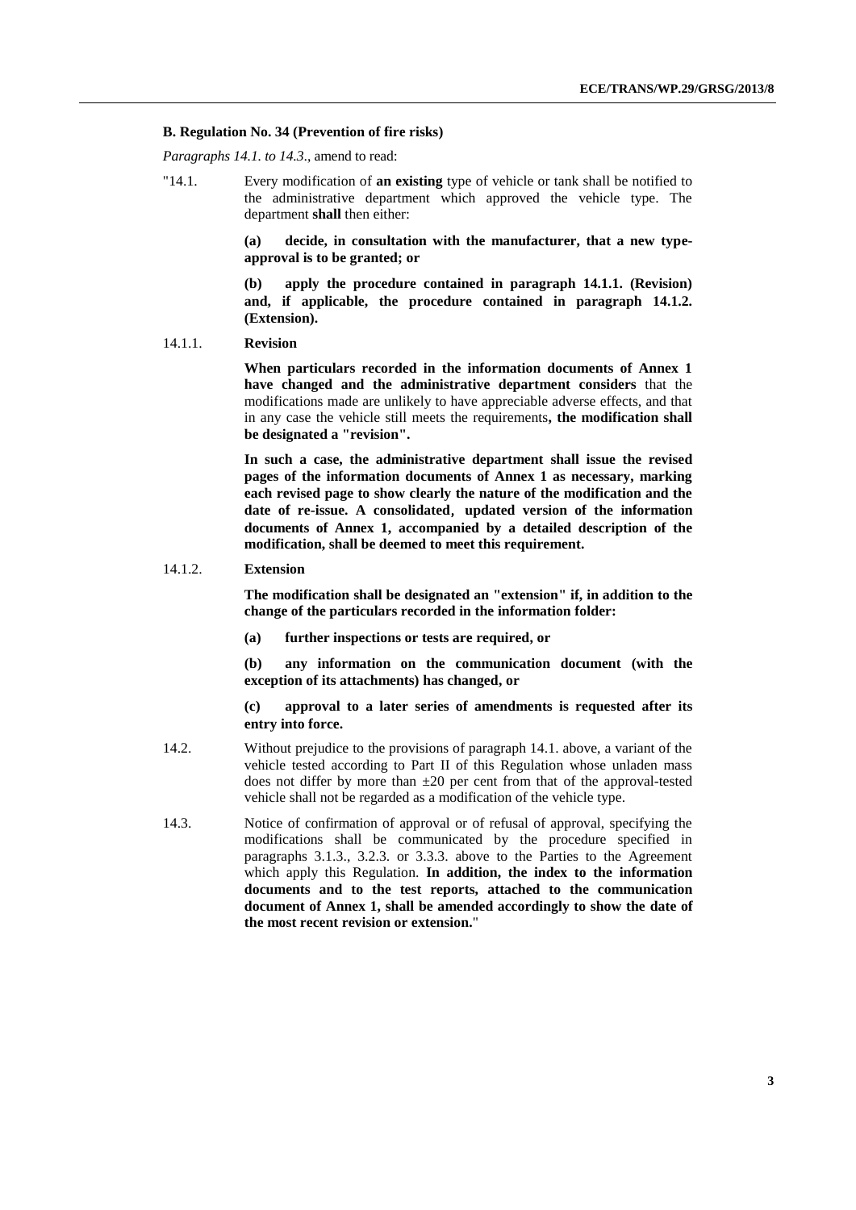### B. Regulation No. 34 (Prevention of fire risks)

*Paragraphs 14.1. to 14.3*., amend to read:

"14.1. Every modification of **an existing** type of vehicle or tank shall be notified to the administrative department which approved the vehicle type. The department **shall** then either:

**(a) decide, in consultation with the manufacturer, that a new type-approval is to be granted; or**

**(b) apply the procedure contained in paragraph 14.1.1. (Revision) and, if applicable, the procedure contained in paragraph 14.1.2. (Extension).**

14.1.1. **Revision**

**When particulars recorded in the information documents of Annex 1 have changed and the administrative department considers** that the modifications made are unlikely to have appreciable adverse effects, and that in any case the vehicle still meets the requirements**, the modification shall be designated a "revision".**

**In such a case, the administrative department shall issue the revised pages of the information documents of Annex 1 as necessary, marking each revised page to show clearly the nature of the modification and the date of re-issue. A consolidated, updated version of the information documents of Annex 1, accompanied by a detailed description of the modification, shall be deemed to meet this requirement.**

14.1.2. **Extension**

**The modification shall be designated an "extension" if, in addition to the change of the particulars recorded in the information folder:**

**(a) further inspections or tests are required, or**

**(b) any information on the communication document (with the exception of its attachments) has changed, or**

**(c) approval to a later series of amendments is requested after its entry into force.**

14.2. Without prejudice to the provisions of paragraph 14.1. above, a variant of the vehicle tested according to Part II of this Regulation whose unladen mass does not differ by more than ±20 per cent from that of the approval-tested vehicle shall not be regarded as a modification of the vehicle type.

14.3. Notice of confirmation of approval or of refusal of approval, specifying the modifications shall be communicated by the procedure specified in paragraphs 3.1.3., 3.2.3. or 3.3.3. above to the Parties to the Agreement which apply this Regulation. **In addition, the index to the information documents and to the test reports, attached to the communication document of Annex 1, shall be amended accordingly to show the date of the most recent revision or extension.**"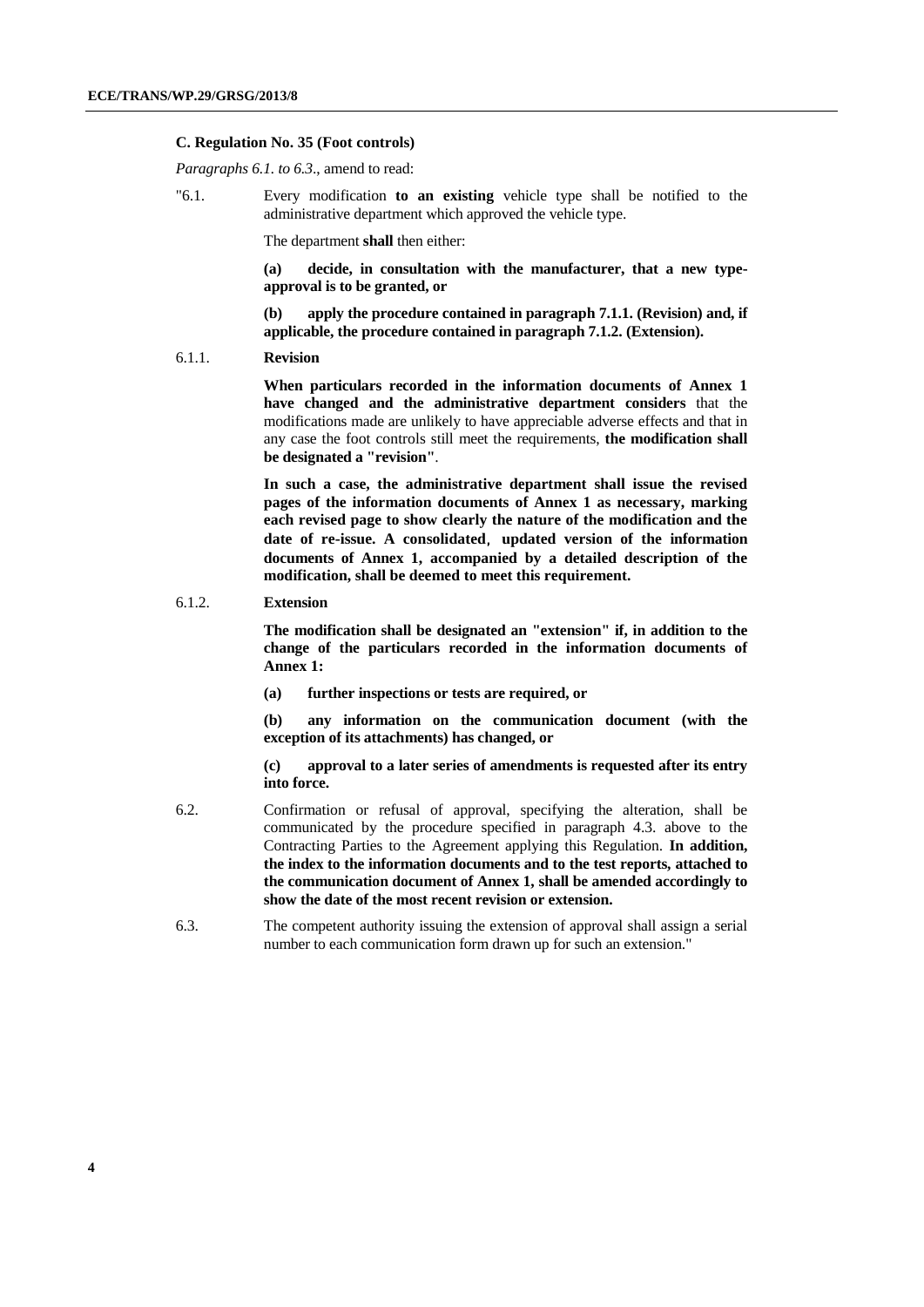### C. Regulation No. 35 (Foot controls)

*Paragraphs 6.1. to 6.3*., amend to read:

"6.1. Every modification **to an existing** vehicle type shall be notified to the administrative department which approved the vehicle type.

The department **shall** then either:

**(a) decide, in consultation with the manufacturer, that a new type-approval is to be granted, or**

**(b) apply the procedure contained in paragraph 7.1.1. (Revision) and, if applicable, the procedure contained in paragraph 7.1.2. (Extension).**

6.1.1. **Revision**

**When particulars recorded in the information documents of Annex 1 have changed and the administrative department considers** that the modifications made are unlikely to have appreciable adverse effects and that in any case the foot controls still meet the requirements, **the modification shall be designated a "revision"**.

**In such a case, the administrative department shall issue the revised pages of the information documents of Annex 1 as necessary, marking each revised page to show clearly the nature of the modification and the date of re-issue. A consolidated, updated version of the information documents of Annex 1, accompanied by a detailed description of the modification, shall be deemed to meet this requirement.**

6.1.2. **Extension**

**The modification shall be designated an "extension" if, in addition to the change of the particulars recorded in the information documents of Annex 1:**

**(a) further inspections or tests are required, or**

**(b) any information on the communication document (with the exception of its attachments) has changed, or**

**(c) approval to a later series of amendments is requested after its entry into force.**

6.2. Confirmation or refusal of approval, specifying the alteration, shall be communicated by the procedure specified in paragraph 4.3. above to the Contracting Parties to the Agreement applying this Regulation. **In addition, the index to the information documents and to the test reports, attached to the communication document of Annex 1, shall be amended accordingly to show the date of the most recent revision or extension.**

6.3. The competent authority issuing the extension of approval shall assign a serial number to each communication form drawn up for such an extension."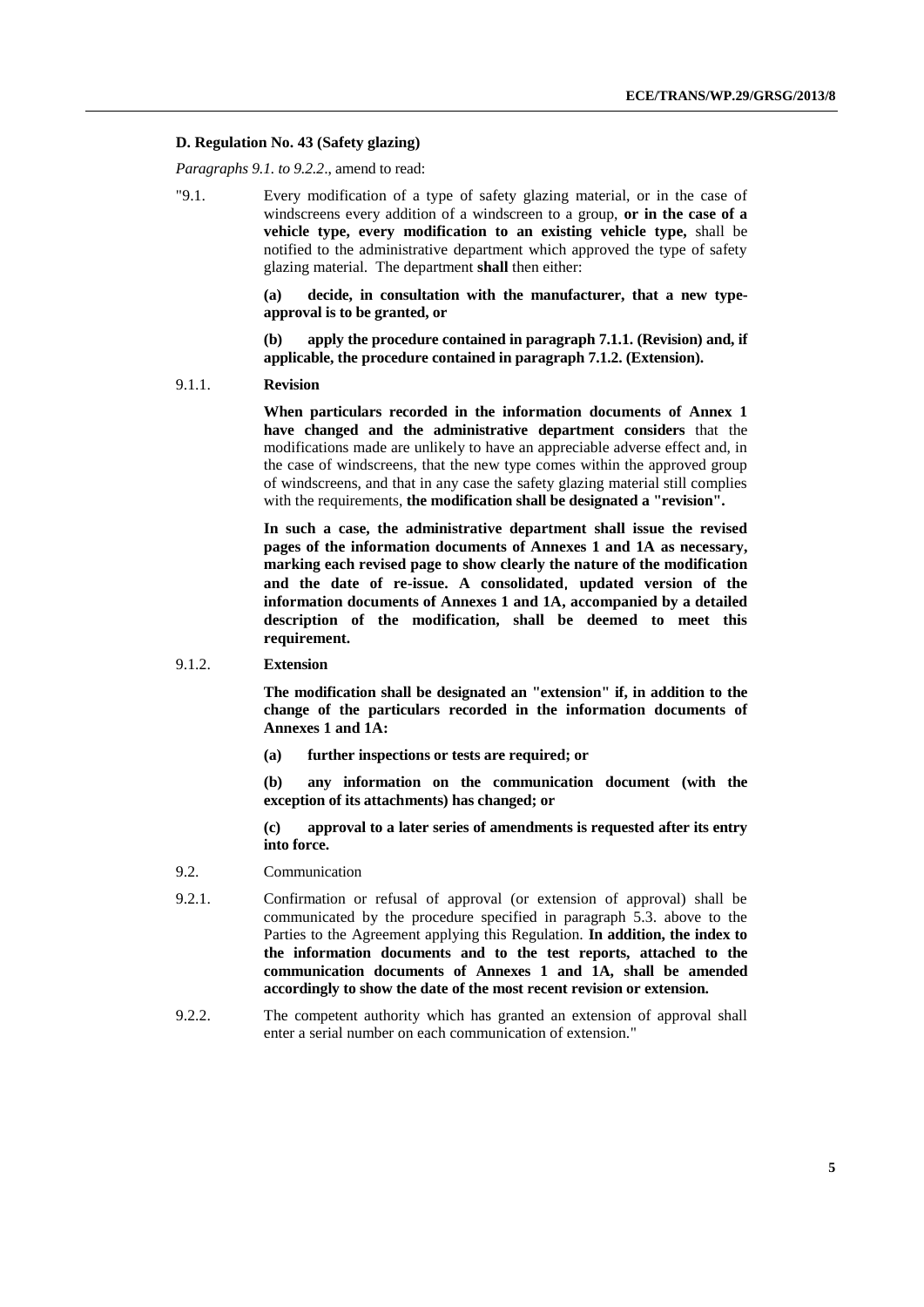### D. Regulation No. 43 (Safety glazing)

*Paragraphs 9.1. to 9.2.2.*, amend to read:

"9.1. Every modification of a type of safety glazing material, or in the case of windscreens every addition of a windscreen to a group, **or in the case of a vehicle type, every modification to an existing vehicle type,** shall be notified to the administrative department which approved the type of safety glazing material. The department **shall** then either:

**(a) decide, in consultation with the manufacturer, that a new type-approval is to be granted, or**

**(b) apply the procedure contained in paragraph 7.1.1. (Revision) and, if applicable, the procedure contained in paragraph 7.1.2. (Extension).**

9.1.1. **Revision**

**When particulars recorded in the information documents of Annex 1 have changed and the administrative department considers** that the modifications made are unlikely to have an appreciable adverse effect and, in the case of windscreens, that the new type comes within the approved group of windscreens, and that in any case the safety glazing material still complies with the requirements, **the modification shall be designated a "revision".**

**In such a case, the administrative department shall issue the revised pages of the information documents of Annexes 1 and 1A as necessary, marking each revised page to show clearly the nature of the modification and the date of re-issue. A consolidated, updated version of the information documents of Annexes 1 and 1A, accompanied by a detailed description of the modification, shall be deemed to meet this requirement.**

9.1.2. **Extension**

**The modification shall be designated an "extension" if, in addition to the change of the particulars recorded in the information documents of Annexes 1 and 1A:**

**(a) further inspections or tests are required; or**

**(b) any information on the communication document (with the exception of its attachments) has changed; or**

**(c) approval to a later series of amendments is requested after its entry into force.**

9.2. Communication

9.2.1. Confirmation or refusal of approval (or extension of approval) shall be communicated by the procedure specified in paragraph 5.3. above to the Parties to the Agreement applying this Regulation. **In addition, the index to the information documents and to the test reports, attached to the communication documents of Annexes 1 and 1A, shall be amended accordingly to show the date of the most recent revision or extension.**

9.2.2. The competent authority which has granted an extension of approval shall enter a serial number on each communication of extension."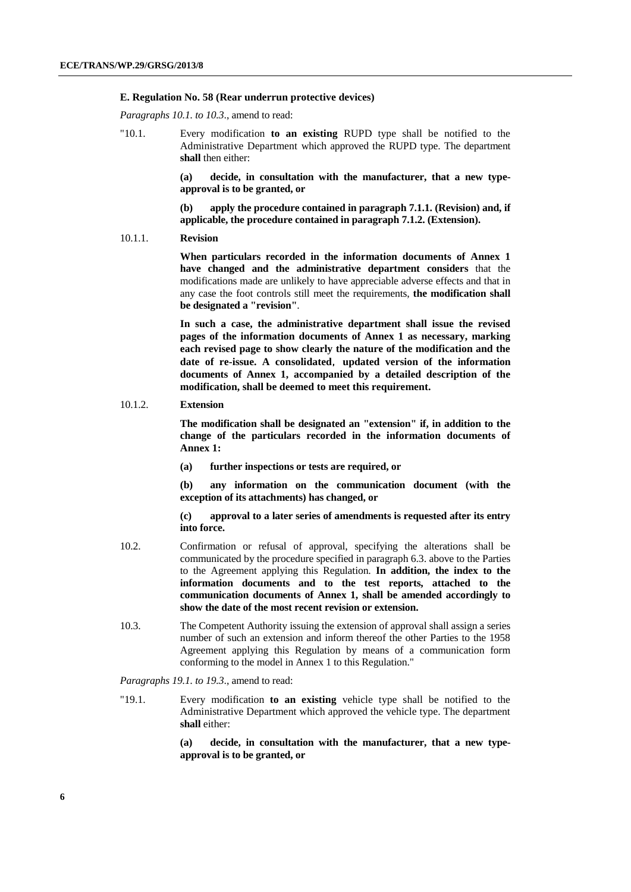### E. Regulation No. 58 (Rear underrun protective devices)

*Paragraphs 10.1. to 10.3.*, amend to read:

"10.1. Every modification **to an existing** RUPD type shall be notified to the Administrative Department which approved the RUPD type. The department **shall** then either:

**(a) decide, in consultation with the manufacturer, that a new type-approval is to be granted, or**

**(b) apply the procedure contained in paragraph 7.1.1. (Revision) and, if applicable, the procedure contained in paragraph 7.1.2. (Extension).**

10.1.1. **Revision**

**When particulars recorded in the information documents of Annex 1 have changed and the administrative department considers** that the modifications made are unlikely to have appreciable adverse effects and that in any case the foot controls still meet the requirements, **the modification shall be designated a "revision"**.

**In such a case, the administrative department shall issue the revised pages of the information documents of Annex 1 as necessary, marking each revised page to show clearly the nature of the modification and the date of re-issue. A consolidated, updated version of the information documents of Annex 1, accompanied by a detailed description of the modification, shall be deemed to meet this requirement.**

10.1.2. **Extension**

**The modification shall be designated an "extension" if, in addition to the change of the particulars recorded in the information documents of Annex 1:**

**(a) further inspections or tests are required, or**

**(b) any information on the communication document (with the exception of its attachments) has changed, or**

**(c) approval to a later series of amendments is requested after its entry into force.**

10.2. Confirmation or refusal of approval, specifying the alterations shall be communicated by the procedure specified in paragraph 6.3. above to the Parties to the Agreement applying this Regulation. **In addition, the index to the information documents and to the test reports, attached to the communication documents of Annex 1, shall be amended accordingly to show the date of the most recent revision or extension.**

10.3. The Competent Authority issuing the extension of approval shall assign a series number of such an extension and inform thereof the other Parties to the 1958 Agreement applying this Regulation by means of a communication form conforming to the model in Annex 1 to this Regulation."

*Paragraphs 19.1. to 19.3.*, amend to read:

"19.1. Every modification **to an existing** vehicle type shall be notified to the Administrative Department which approved the vehicle type. The department **shall** either:

**(a) decide, in consultation with the manufacturer, that a new type-approval is to be granted, or**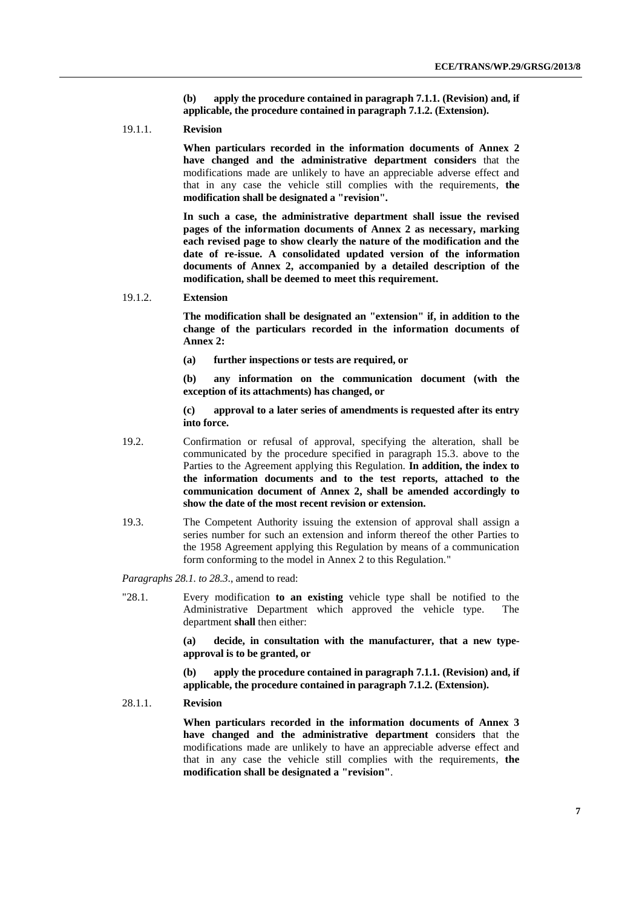**(b) apply the procedure contained in paragraph 7.1.1. (Revision) and, if applicable, the procedure contained in paragraph 7.1.2. (Extension).**

19.1.1. **Revision**

**When particulars recorded in the information documents of Annex 2 have changed and the administrative department considers** that the modifications made are unlikely to have an appreciable adverse effect and that in any case the vehicle still complies with the requirements, **the modification shall be designated a "revision".**

**In such a case, the administrative department shall issue the revised pages of the information documents of Annex 2 as necessary, marking each revised page to show clearly the nature of the modification and the date of re-issue. A consolidated updated version of the information documents of Annex 2, accompanied by a detailed description of the modification, shall be deemed to meet this requirement.**

19.1.2. **Extension**

**The modification shall be designated an "extension" if, in addition to the change of the particulars recorded in the information documents of Annex 2:**

**(a) further inspections or tests are required, or**

**(b) any information on the communication document (with the exception of its attachments) has changed, or**

**(c) approval to a later series of amendments is requested after its entry into force.**

19.2. Confirmation or refusal of approval, specifying the alteration, shall be communicated by the procedure specified in paragraph 15.3. above to the Parties to the Agreement applying this Regulation. **In addition, the index to the information documents and to the test reports, attached to the communication document of Annex 2, shall be amended accordingly to show the date of the most recent revision or extension.**

19.3. The Competent Authority issuing the extension of approval shall assign a series number for such an extension and inform thereof the other Parties to the 1958 Agreement applying this Regulation by means of a communication form conforming to the model in Annex 2 to this Regulation."

*Paragraphs 28.1. to 28.3*., amend to read:

"28.1. Every modification **to an existing** vehicle type shall be notified to the Administrative Department which approved the vehicle type. The department **shall** then either:

**(a) decide, in consultation with the manufacturer, that a new type-approval is to be granted, or**

**(b) apply the procedure contained in paragraph 7.1.1. (Revision) and, if applicable, the procedure contained in paragraph 7.1.2. (Extension).**

28.1.1. **Revision**

**When particulars recorded in the information documents of Annex 3 have changed and the administrative department considers** that the modifications made are unlikely to have an appreciable adverse effect and that in any case the vehicle still complies with the requirements, **the modification shall be designated a "revision"**.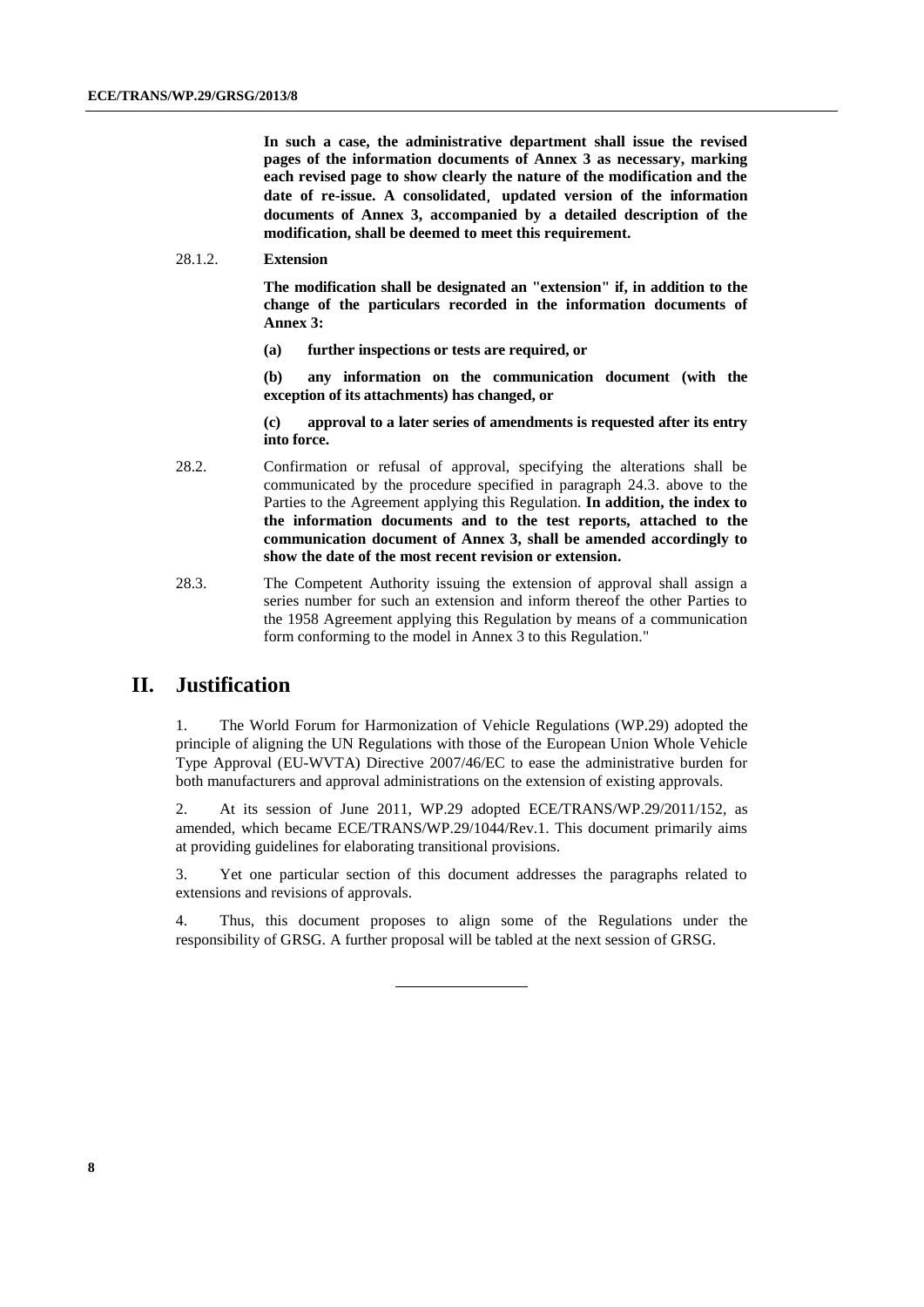**In such a case, the administrative department shall issue the revised pages of the information documents of Annex 3 as necessary, marking each revised page to show clearly the nature of the modification and the date of re-issue. A consolidated, updated version of the information documents of Annex 3, accompanied by a detailed description of the modification, shall be deemed to meet this requirement.**

28.1.2. **Extension**

**The modification shall be designated an "extension" if, in addition to the change of the particulars recorded in the information documents of Annex 3:**

**(a) further inspections or tests are required, or**

**(b) any information on the communication document (with the exception of its attachments) has changed, or**

**(c) approval to a later series of amendments is requested after its entry into force.**

28.2. Confirmation or refusal of approval, specifying the alterations shall be communicated by the procedure specified in paragraph 24.3. above to the Parties to the Agreement applying this Regulation. **In addition, the index to the information documents and to the test reports, attached to the communication document of Annex 3, shall be amended accordingly to show the date of the most recent revision or extension.**

28.3. The Competent Authority issuing the extension of approval shall assign a series number for such an extension and inform thereof the other Parties to the 1958 Agreement applying this Regulation by means of a communication form conforming to the model in Annex 3 to this Regulation."

## II. Justification

1. The World Forum for Harmonization of Vehicle Regulations (WP.29) adopted the principle of aligning the UN Regulations with those of the European Union Whole Vehicle Type Approval (EU-WVTA) Directive 2007/46/EC to ease the administrative burden for both manufacturers and approval administrations on the extension of existing approvals.

2. At its session of June 2011, WP.29 adopted ECE/TRANS/WP.29/2011/152, as amended, which became ECE/TRANS/WP.29/1044/Rev.1. This document primarily aims at providing guidelines for elaborating transitional provisions.

3. Yet one particular section of this document addresses the paragraphs related to extensions and revisions of approvals.

4. Thus, this document proposes to align some of the Regulations under the responsibility of GRSG. A further proposal will be tabled at the next session of GRSG.